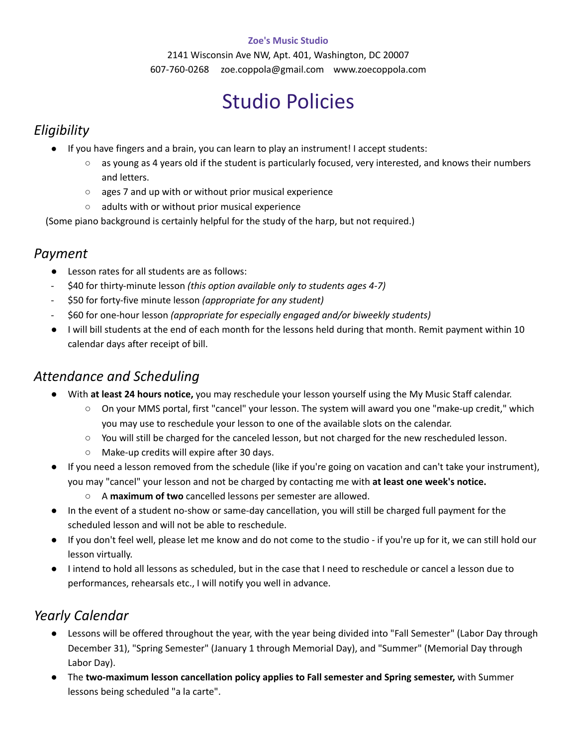**Zoe's Music Studio**

2141 Wisconsin Ave NW, Apt. 401, Washington, DC 20007
607-760-0268 zoe.coppola@gmail.com www.zoecoppola.com

# Studio Policies

## *Eligibility*

- If you have fingers and a brain, you can learn to play an instrument! I accept students:
    - as young as 4 years old if the student is particularly focused, very interested, and knows their numbers and letters.
    - ages 7 and up with or without prior musical experience
    - adults with or without prior musical experience

(Some piano background is certainly helpful for the study of the harp, but not required.)

## *Payment*

- Lesson rates for all students are as follows:
- $40 for thirty-minute lesson *(this option available only to students ages 4-7)*
- $50 for forty-five minute lesson *(appropriate for any student)*
- $60 for one-hour lesson *(appropriate for especially engaged and/or biweekly students)*
- I will bill students at the end of each month for the lessons held during that month. Remit payment within 10 calendar days after receipt of bill.

## *Attendance and Scheduling*

- With **at least 24 hours notice,** you may reschedule your lesson yourself using the My Music Staff calendar.
    - On your MMS portal, first "cancel" your lesson. The system will award you one "make-up credit," which you may use to reschedule your lesson to one of the available slots on the calendar.
    - You will still be charged for the canceled lesson, but not charged for the new rescheduled lesson.
    - Make-up credits will expire after 30 days.
- If you need a lesson removed from the schedule (like if you're going on vacation and can't take your instrument), you may "cancel" your lesson and not be charged by contacting me with **at least one week's notice.**
    - A **maximum of two** cancelled lessons per semester are allowed.
- In the event of a student no-show or same-day cancellation, you will still be charged full payment for the scheduled lesson and will not be able to reschedule.
- If you don't feel well, please let me know and do not come to the studio - if you're up for it, we can still hold our lesson virtually.
- I intend to hold all lessons as scheduled, but in the case that I need to reschedule or cancel a lesson due to performances, rehearsals etc., I will notify you well in advance.

## *Yearly Calendar*

- Lessons will be offered throughout the year, with the year being divided into "Fall Semester" (Labor Day through December 31), "Spring Semester" (January 1 through Memorial Day), and "Summer" (Memorial Day through Labor Day).
- The **two-maximum lesson cancellation policy applies to Fall semester and Spring semester,** with Summer lessons being scheduled "a la carte".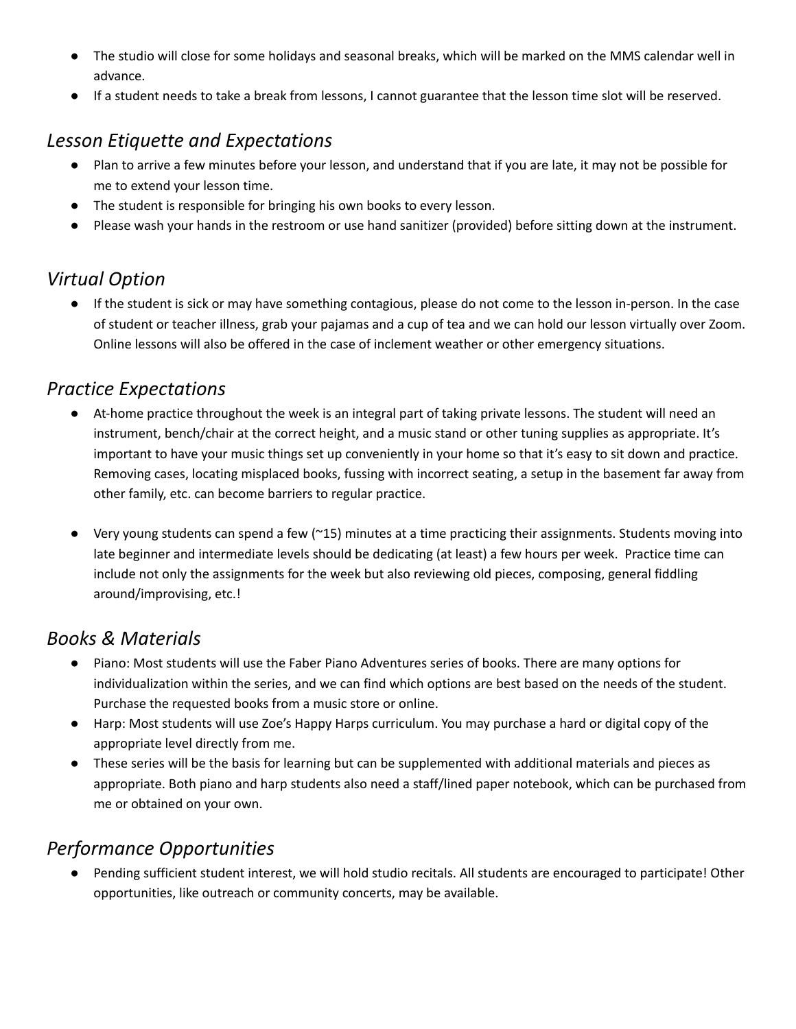- The studio will close for some holidays and seasonal breaks, which will be marked on the MMS calendar well in advance.
- If a student needs to take a break from lessons, I cannot guarantee that the lesson time slot will be reserved.

## *Lesson Etiquette and Expectations*

- Plan to arrive a few minutes before your lesson, and understand that if you are late, it may not be possible for me to extend your lesson time.
- The student is responsible for bringing his own books to every lesson.
- Please wash your hands in the restroom or use hand sanitizer (provided) before sitting down at the instrument.

## *Virtual Option*

- If the student is sick or may have something contagious, please do not come to the lesson in-person. In the case of student or teacher illness, grab your pajamas and a cup of tea and we can hold our lesson virtually over Zoom. Online lessons will also be offered in the case of inclement weather or other emergency situations.

## *Practice Expectations*

- At-home practice throughout the week is an integral part of taking private lessons. The student will need an instrument, bench/chair at the correct height, and a music stand or other tuning supplies as appropriate. It's important to have your music things set up conveniently in your home so that it's easy to sit down and practice. Removing cases, locating misplaced books, fussing with incorrect seating, a setup in the basement far away from other family, etc. can become barriers to regular practice.

- Very young students can spend a few (~15) minutes at a time practicing their assignments. Students moving into late beginner and intermediate levels should be dedicating (at least) a few hours per week. Practice time can include not only the assignments for the week but also reviewing old pieces, composing, general fiddling around/improvising, etc.!

## *Books & Materials*

- Piano: Most students will use the Faber Piano Adventures series of books. There are many options for individualization within the series, and we can find which options are best based on the needs of the student. Purchase the requested books from a music store or online.
- Harp: Most students will use Zoe's Happy Harps curriculum. You may purchase a hard or digital copy of the appropriate level directly from me.
- These series will be the basis for learning but can be supplemented with additional materials and pieces as appropriate. Both piano and harp students also need a staff/lined paper notebook, which can be purchased from me or obtained on your own.

## *Performance Opportunities*

- Pending sufficient student interest, we will hold studio recitals. All students are encouraged to participate! Other opportunities, like outreach or community concerts, may be available.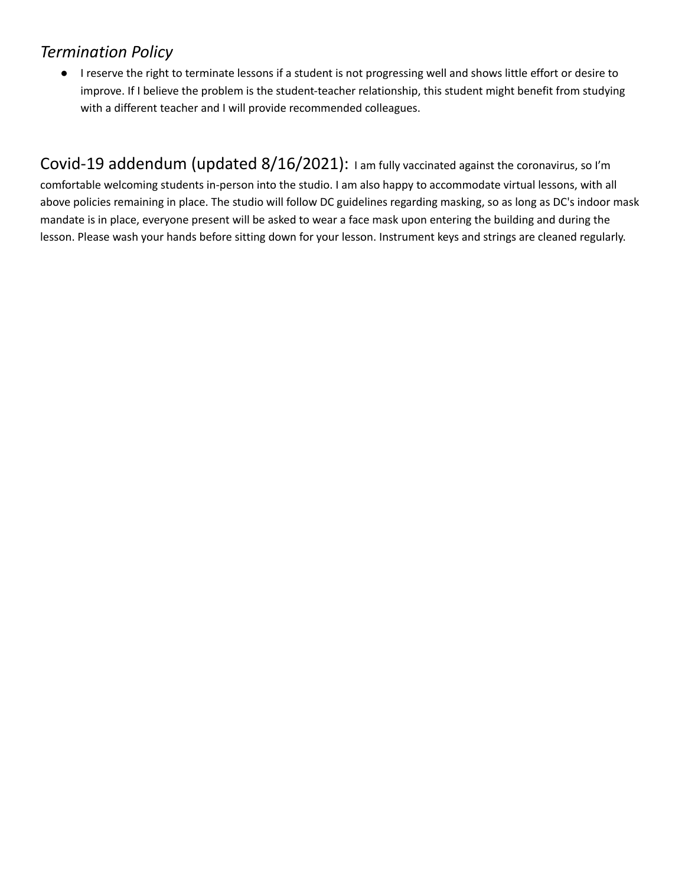## *Termination Policy*

- I reserve the right to terminate lessons if a student is not progressing well and shows little effort or desire to improve. If I believe the problem is the student-teacher relationship, this student might benefit from studying with a different teacher and I will provide recommended colleagues.

## Covid-19 addendum (updated 8/16/2021):

I am fully vaccinated against the coronavirus, so I'm comfortable welcoming students in-person into the studio. I am also happy to accommodate virtual lessons, with all above policies remaining in place. The studio will follow DC guidelines regarding masking, so as long as DC's indoor mask mandate is in place, everyone present will be asked to wear a face mask upon entering the building and during the lesson. Please wash your hands before sitting down for your lesson. Instrument keys and strings are cleaned regularly.